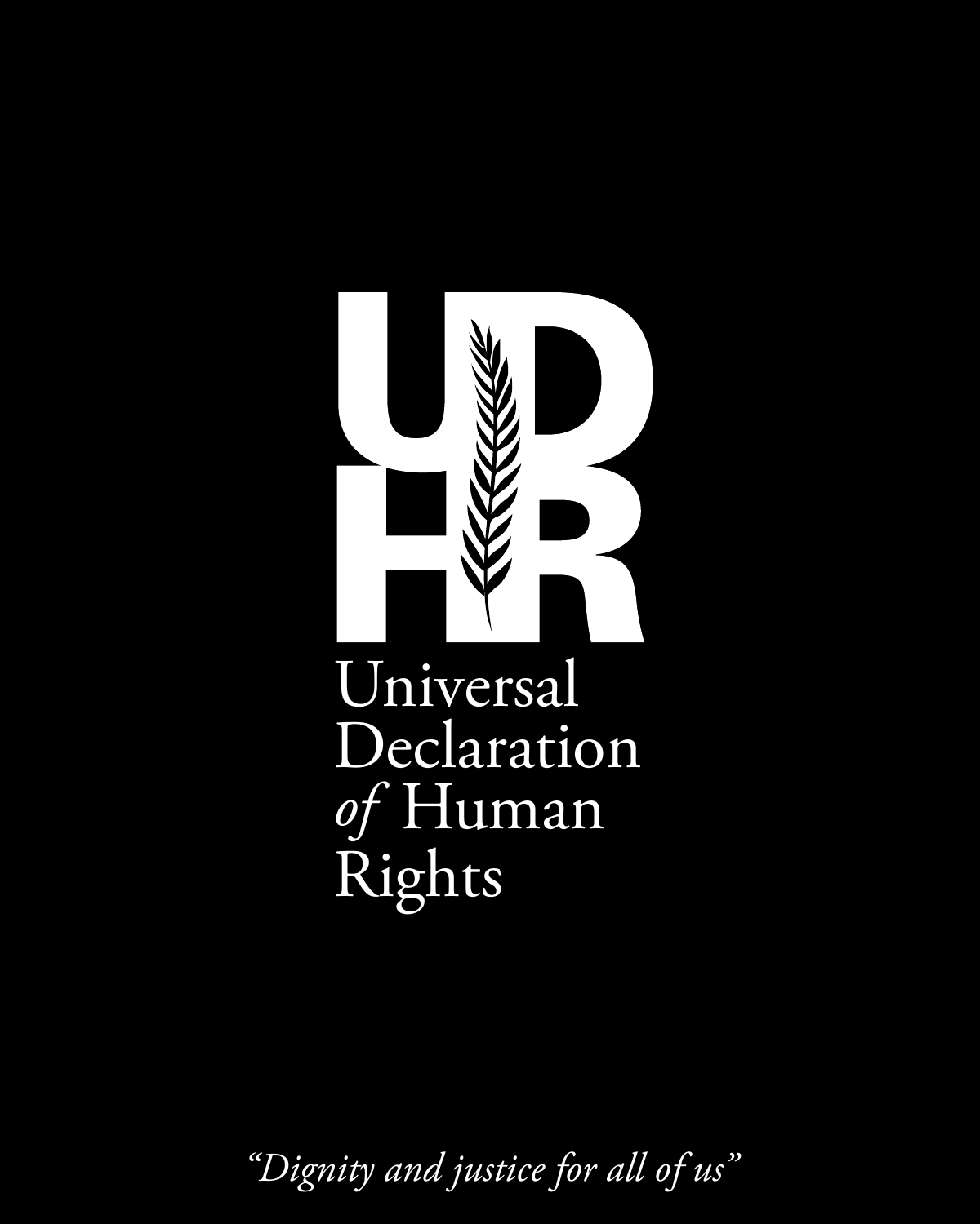# UDHR

Universal Declaration *of* Human Rights

*"Dignity and justice for all of us"*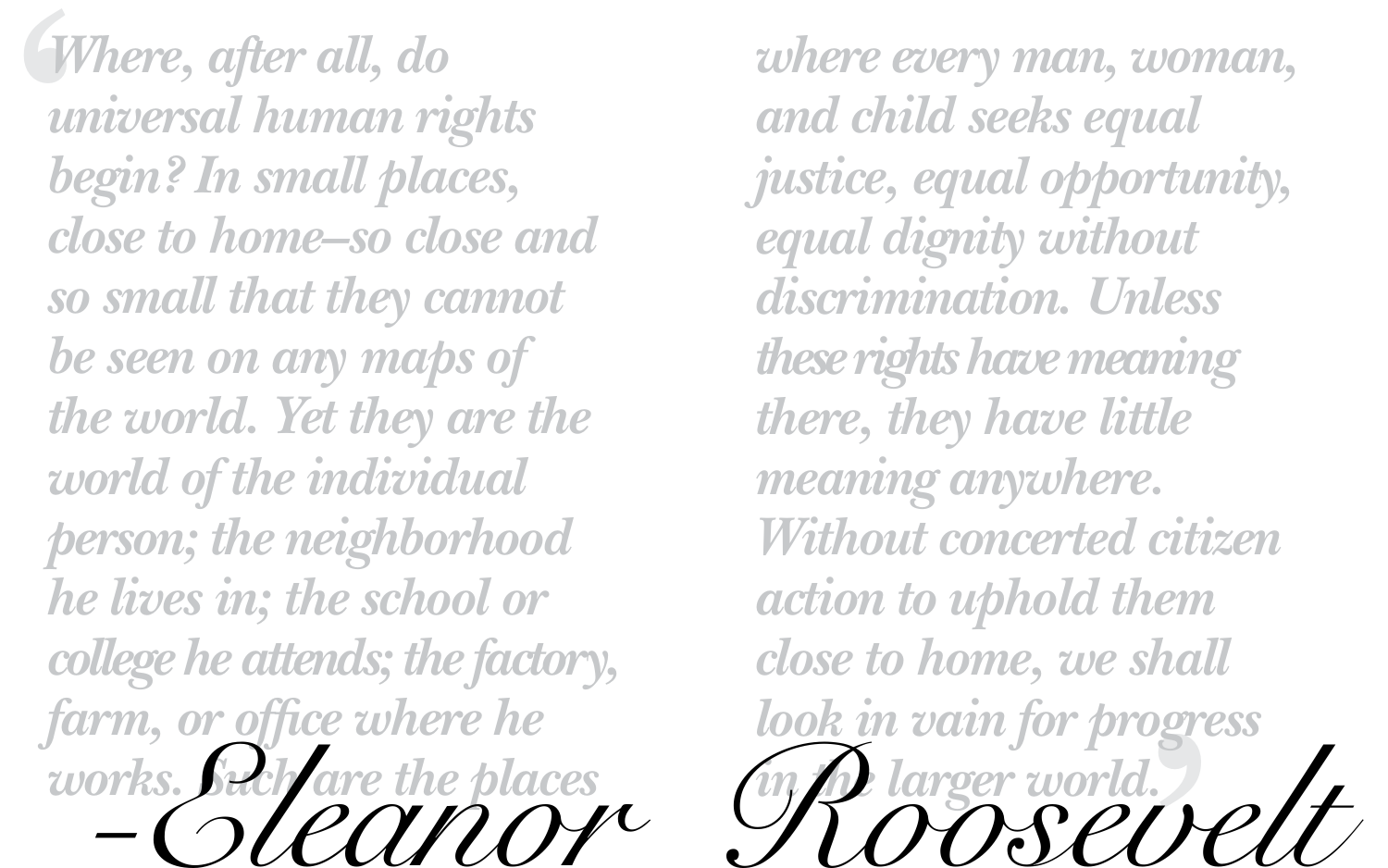*"Where, after all, do universal human rights begin? In small places, close to home–so close and so small that they cannot be seen on any maps of the world. Yet they are the world of the individual person; the neighborhood he lives in; the school or college he attends; the factory, farm, or office where he works. Such are the places where every man, woman, and child seeks equal justice, equal opportunity, equal dignity without discrimination. Unless these rights have meaning there, they have little meaning anywhere. Without concerted citizen action to uphold them close to home, we shall look in vain for progress in the larger world."*

*-Eleanor Roosevelt*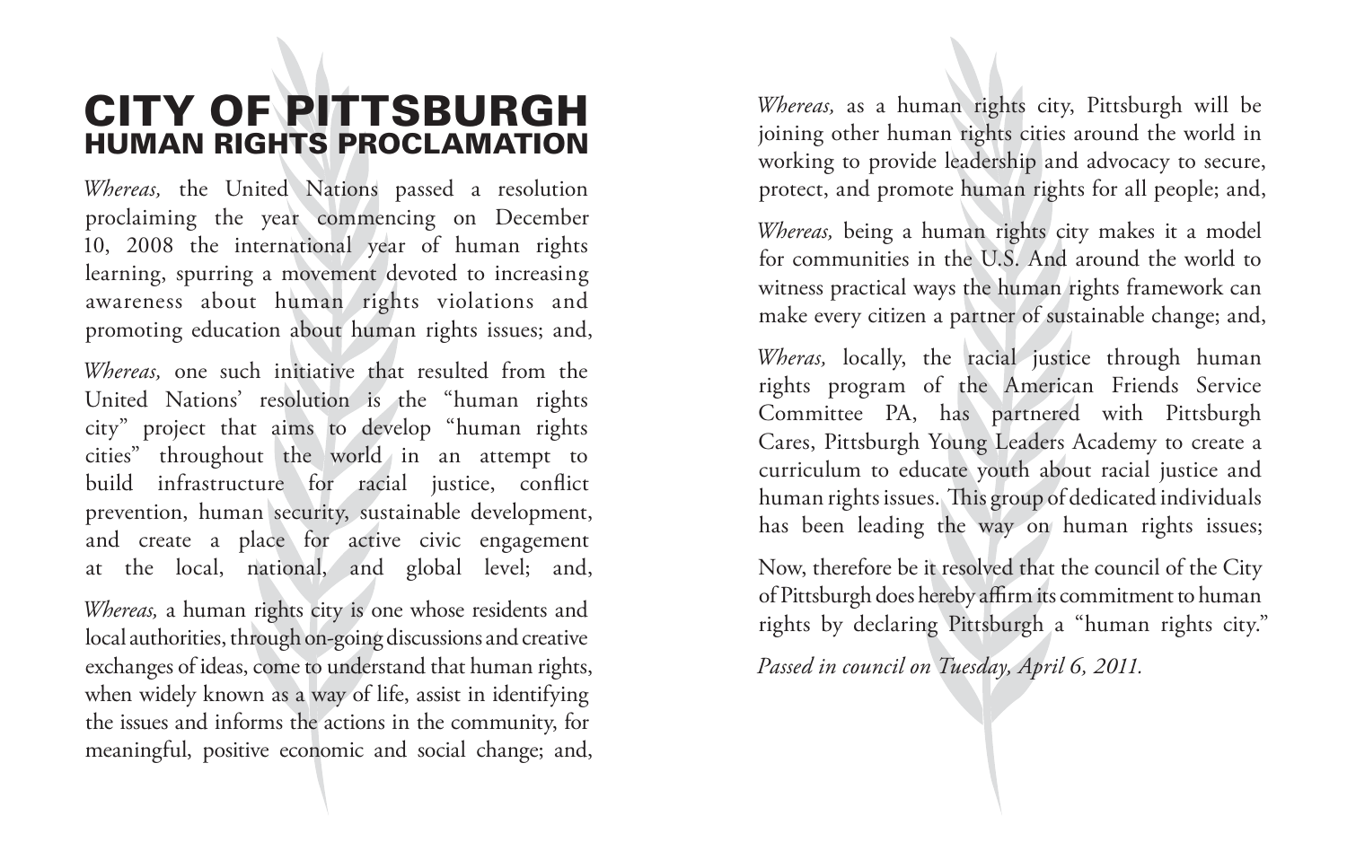# CITY OF PITTSBURGH
## HUMAN RIGHTS PROCLAMATION

*Whereas,* the United Nations passed a resolution proclaiming the year commencing on December 10, 2008 the international year of human rights learning, spurring a movement devoted to increasing awareness about human rights violations and promoting education about human rights issues; and,

*Whereas,* one such initiative that resulted from the United Nations' resolution is the "human rights city" project that aims to develop "human rights cities" throughout the world in an attempt to build infrastructure for racial justice, conflict prevention, human security, sustainable development, and create a place for active civic engagement at the local, national, and global level; and,

*Whereas,* a human rights city is one whose residents and local authorities, through on-going discussions and creative exchanges of ideas, come to understand that human rights, when widely known as a way of life, assist in identifying the issues and informs the actions in the community, for meaningful, positive economic and social change; and,

*Whereas,* as a human rights city, Pittsburgh will be joining other human rights cities around the world in working to provide leadership and advocacy to secure, protect, and promote human rights for all people; and,

*Whereas,* being a human rights city makes it a model for communities in the U.S. And around the world to witness practical ways the human rights framework can make every citizen a partner of sustainable change; and,

*Wheras,* locally, the racial justice through human rights program of the American Friends Service Committee PA, has partnered with Pittsburgh Cares, Pittsburgh Young Leaders Academy to create a curriculum to educate youth about racial justice and human rights issues. This group of dedicated individuals has been leading the way on human rights issues;

Now, therefore be it resolved that the council of the City of Pittsburgh does hereby affirm its commitment to human rights by declaring Pittsburgh a "human rights city."

*Passed in council on Tuesday, April 6, 2011.*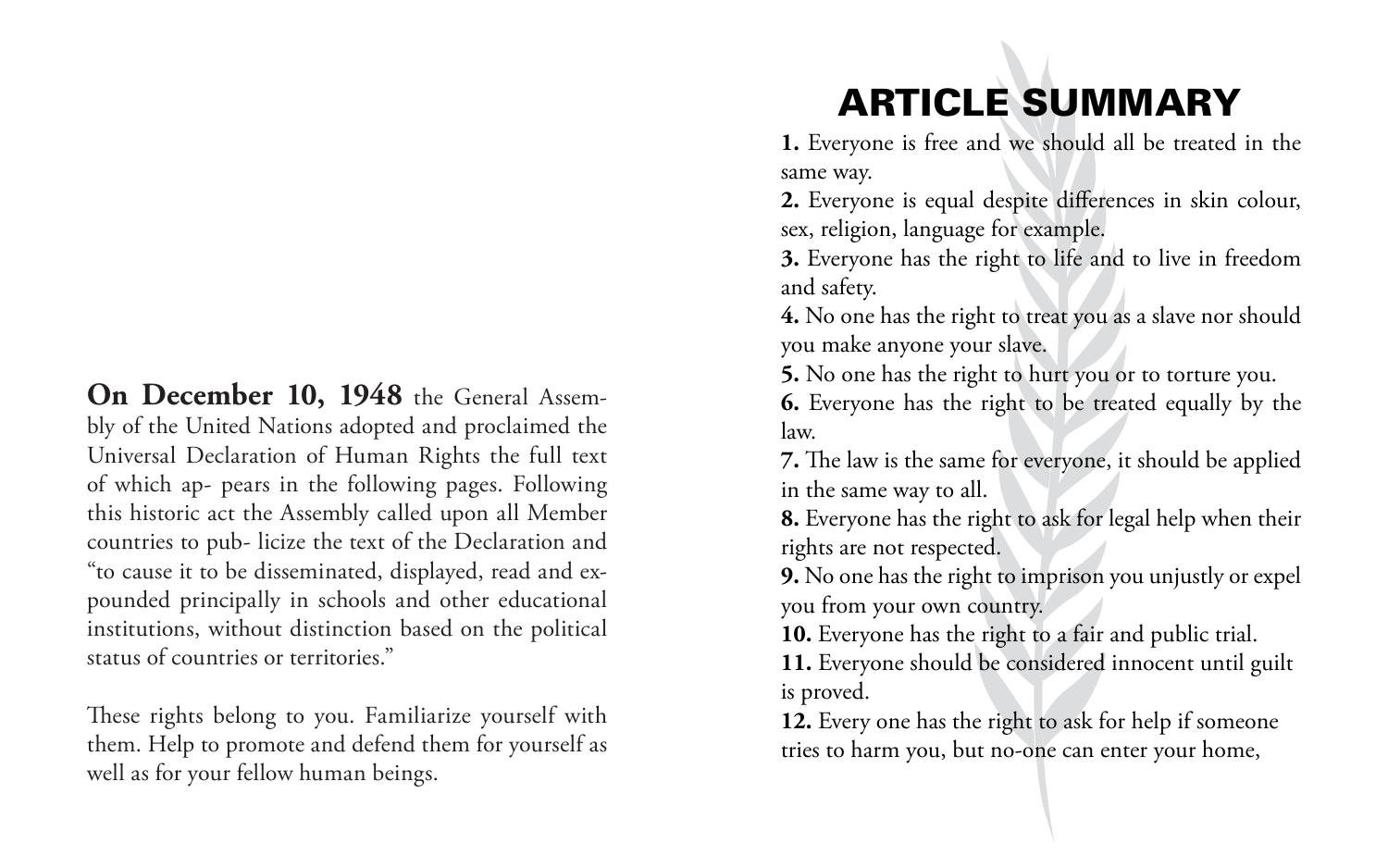**On December 10, 1948** the General Assembly of the United Nations adopted and proclaimed the Universal Declaration of Human Rights the full text of which ap- pears in the following pages. Following this historic act the Assembly called upon all Member countries to pub- licize the text of the Declaration and "to cause it to be disseminated, displayed, read and expounded principally in schools and other educational institutions, without distinction based on the political status of countries or territories."

These rights belong to you. Familiarize yourself with them. Help to promote and defend them for yourself as well as for your fellow human beings.

# ARTICLE SUMMARY

**1.** Everyone is free and we should all be treated in the same way.
**2.** Everyone is equal despite differences in skin colour, sex, religion, language for example.
**3.** Everyone has the right to life and to live in freedom and safety.
**4.** No one has the right to treat you as a slave nor should you make anyone your slave.
**5.** No one has the right to hurt you or to torture you.
**6.** Everyone has the right to be treated equally by the law.
**7.** The law is the same for everyone, it should be applied in the same way to all.
**8.** Everyone has the right to ask for legal help when their rights are not respected.
**9.** No one has the right to imprison you unjustly or expel you from your own country.
**10.** Everyone has the right to a fair and public trial.
**11.** Everyone should be considered innocent until guilt is proved.
**12.** Every one has the right to ask for help if someone tries to harm you, but no-one can enter your home,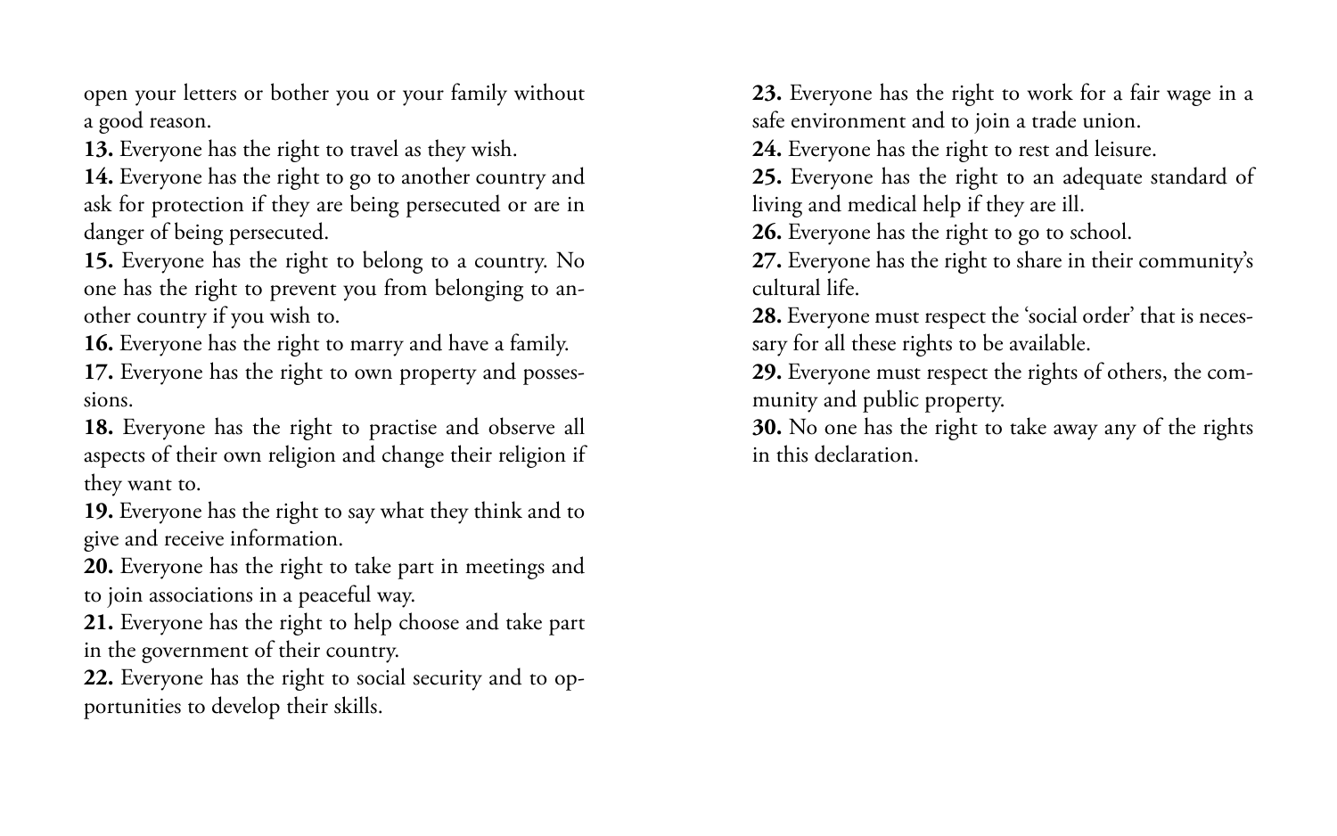open your letters or bother you or your family without a good reason.

**13.** Everyone has the right to travel as they wish.

**14.** Everyone has the right to go to another country and ask for protection if they are being persecuted or are in danger of being persecuted.

**15.** Everyone has the right to belong to a country. No one has the right to prevent you from belonging to another country if you wish to.

**16.** Everyone has the right to marry and have a family.

**17.** Everyone has the right to own property and possessions.

**18.** Everyone has the right to practise and observe all aspects of their own religion and change their religion if they want to.

**19.** Everyone has the right to say what they think and to give and receive information.

**20.** Everyone has the right to take part in meetings and to join associations in a peaceful way.

**21.** Everyone has the right to help choose and take part in the government of their country.

**22.** Everyone has the right to social security and to opportunities to develop their skills.

**23.** Everyone has the right to work for a fair wage in a safe environment and to join a trade union.

**24.** Everyone has the right to rest and leisure.

**25.** Everyone has the right to an adequate standard of living and medical help if they are ill.

**26.** Everyone has the right to go to school.

**27.** Everyone has the right to share in their community's cultural life.

**28.** Everyone must respect the 'social order' that is necessary for all these rights to be available.

**29.** Everyone must respect the rights of others, the community and public property.

**30.** No one has the right to take away any of the rights in this declaration.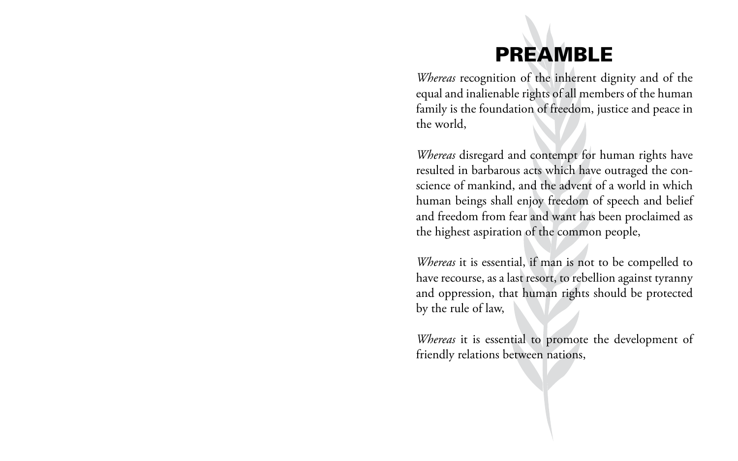# PREAMBLE

*Whereas* recognition of the inherent dignity and of the equal and inalienable rights of all members of the human family is the foundation of freedom, justice and peace in the world,

*Whereas* disregard and contempt for human rights have resulted in barbarous acts which have outraged the conscience of mankind, and the advent of a world in which human beings shall enjoy freedom of speech and belief and freedom from fear and want has been proclaimed as the highest aspiration of the common people,

*Whereas* it is essential, if man is not to be compelled to have recourse, as a last resort, to rebellion against tyranny and oppression, that human rights should be protected by the rule of law,

*Whereas* it is essential to promote the development of friendly relations between nations,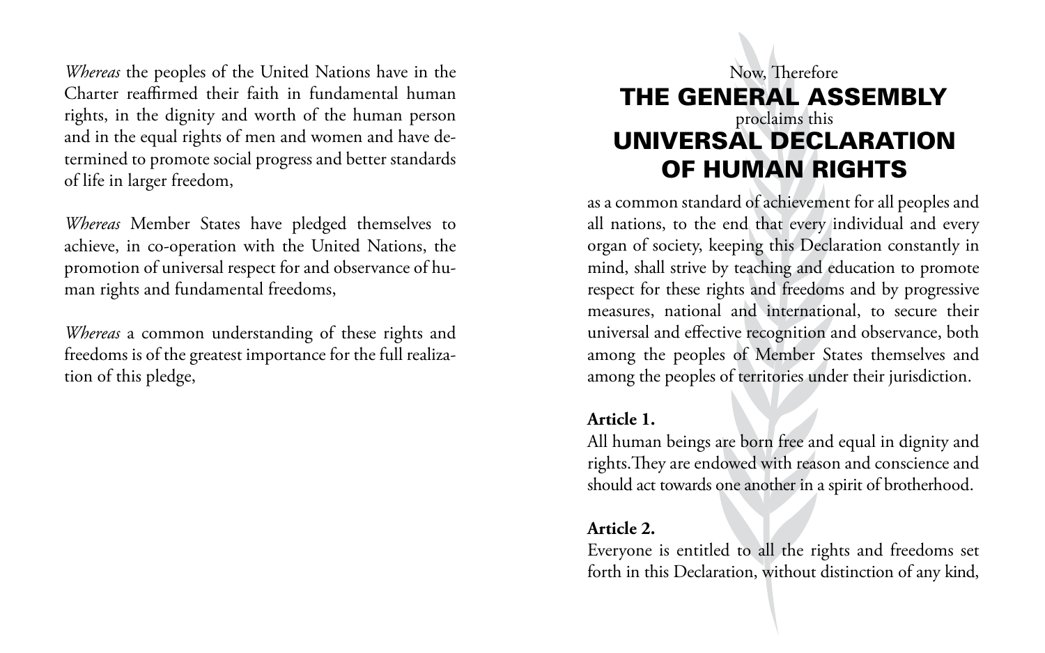*Whereas* the peoples of the United Nations have in the Charter reaffirmed their faith in fundamental human rights, in the dignity and worth of the human person and in the equal rights of men and women and have determined to promote social progress and better standards of life in larger freedom,

*Whereas* Member States have pledged themselves to achieve, in co-operation with the United Nations, the promotion of universal respect for and observance of human rights and fundamental freedoms,

*Whereas* a common understanding of these rights and freedoms is of the greatest importance for the full realization of this pledge,

Now, Therefore

# THE GENERAL ASSEMBLY

proclaims this

# UNIVERSAL DECLARATION OF HUMAN RIGHTS

as a common standard of achievement for all peoples and all nations, to the end that every individual and every organ of society, keeping this Declaration constantly in mind, shall strive by teaching and education to promote respect for these rights and freedoms and by progressive measures, national and international, to secure their universal and effective recognition and observance, both among the peoples of Member States themselves and among the peoples of territories under their jurisdiction.

**Article 1.**

All human beings are born free and equal in dignity and rights. They are endowed with reason and conscience and should act towards one another in a spirit of brotherhood.

**Article 2.**

Everyone is entitled to all the rights and freedoms set forth in this Declaration, without distinction of any kind,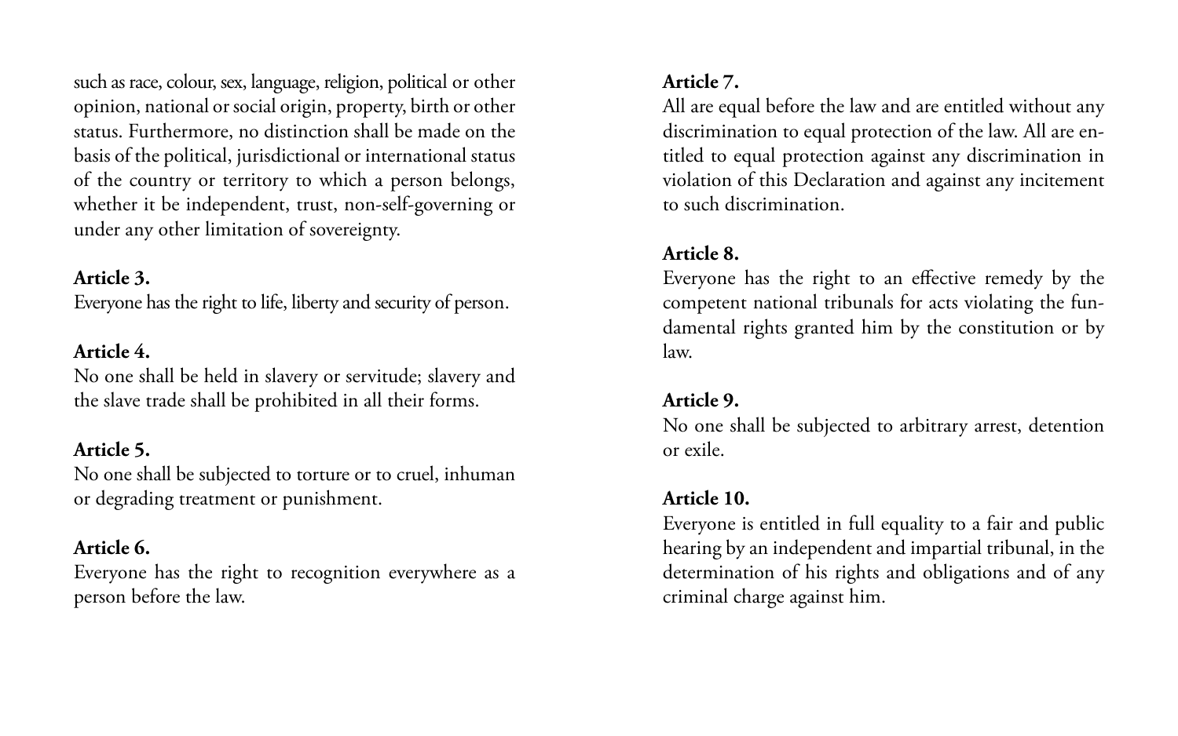such as race, colour, sex, language, religion, political or other opinion, national or social origin, property, birth or other status. Furthermore, no distinction shall be made on the basis of the political, jurisdictional or international status of the country or territory to which a person belongs, whether it be independent, trust, non-self-governing or under any other limitation of sovereignty.

**Article 3.**
Everyone has the right to life, liberty and security of person.

**Article 4.**
No one shall be held in slavery or servitude; slavery and the slave trade shall be prohibited in all their forms.

**Article 5.**
No one shall be subjected to torture or to cruel, inhuman or degrading treatment or punishment.

**Article 6.**
Everyone has the right to recognition everywhere as a person before the law.

**Article 7.**
All are equal before the law and are entitled without any discrimination to equal protection of the law. All are entitled to equal protection against any discrimination in violation of this Declaration and against any incitement to such discrimination.

**Article 8.**
Everyone has the right to an effective remedy by the competent national tribunals for acts violating the fundamental rights granted him by the constitution or by law.

**Article 9.**
No one shall be subjected to arbitrary arrest, detention or exile.

**Article 10.**
Everyone is entitled in full equality to a fair and public hearing by an independent and impartial tribunal, in the determination of his rights and obligations and of any criminal charge against him.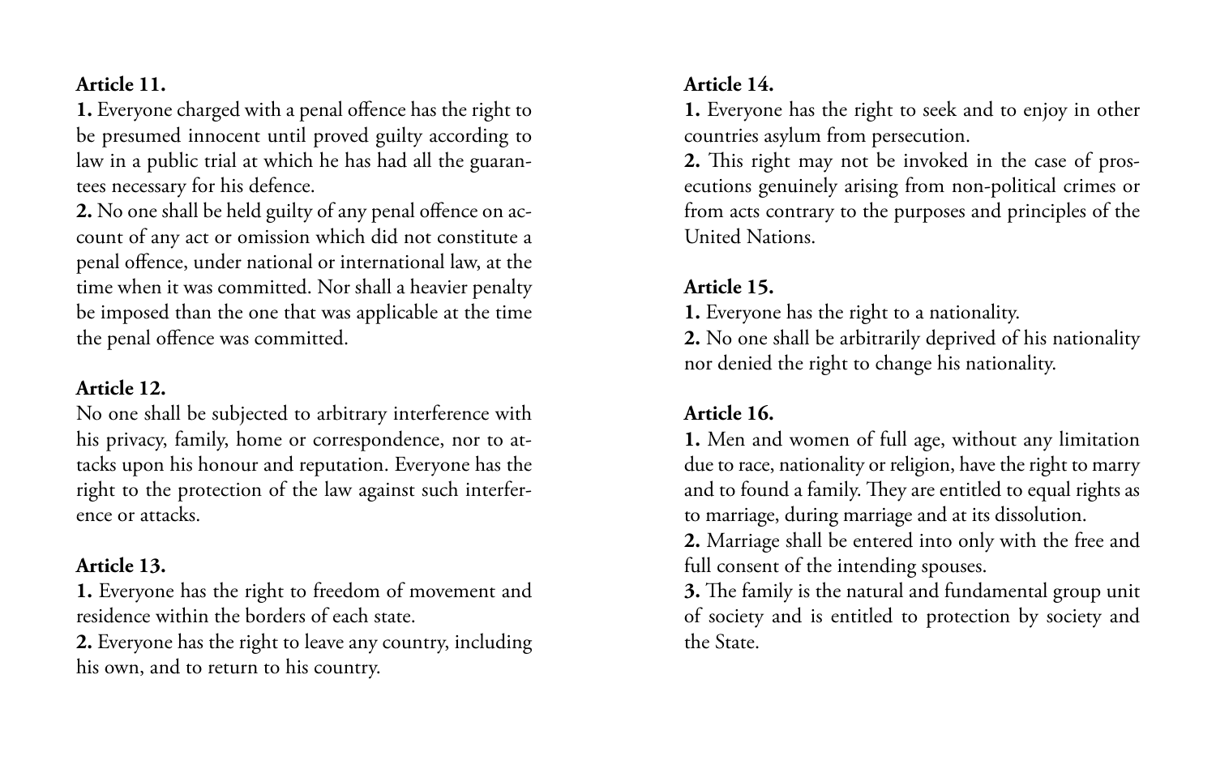**Article 11.**

**1.** Everyone charged with a penal offence has the right to be presumed innocent until proved guilty according to law in a public trial at which he has had all the guarantees necessary for his defence.

**2.** No one shall be held guilty of any penal offence on account of any act or omission which did not constitute a penal offence, under national or international law, at the time when it was committed. Nor shall a heavier penalty be imposed than the one that was applicable at the time the penal offence was committed.

**Article 12.**

No one shall be subjected to arbitrary interference with his privacy, family, home or correspondence, nor to attacks upon his honour and reputation. Everyone has the right to the protection of the law against such interference or attacks.

**Article 13.**

**1.** Everyone has the right to freedom of movement and residence within the borders of each state.

**2.** Everyone has the right to leave any country, including his own, and to return to his country.

**Article 14.**

**1.** Everyone has the right to seek and to enjoy in other countries asylum from persecution.

**2.** This right may not be invoked in the case of prosecutions genuinely arising from non-political crimes or from acts contrary to the purposes and principles of the United Nations.

**Article 15.**

**1.** Everyone has the right to a nationality.

**2.** No one shall be arbitrarily deprived of his nationality nor denied the right to change his nationality.

**Article 16.**

**1.** Men and women of full age, without any limitation due to race, nationality or religion, have the right to marry and to found a family. They are entitled to equal rights as to marriage, during marriage and at its dissolution.

**2.** Marriage shall be entered into only with the free and full consent of the intending spouses.

**3.** The family is the natural and fundamental group unit of society and is entitled to protection by society and the State.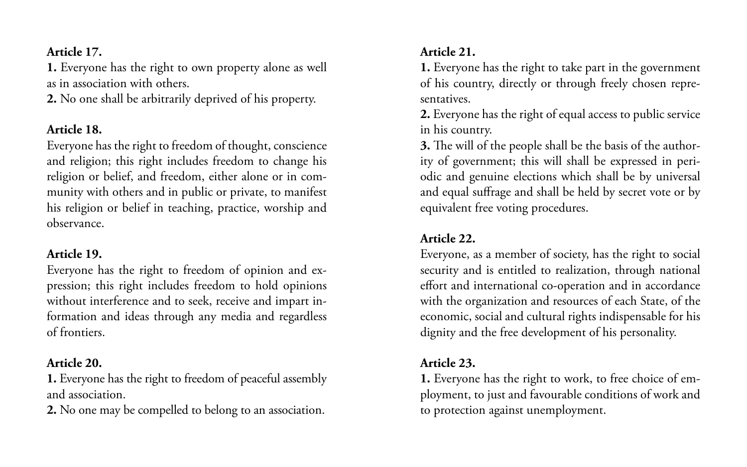**Article 17.**

**1.** Everyone has the right to own property alone as well as in association with others.

**2.** No one shall be arbitrarily deprived of his property.

**Article 18.**

Everyone has the right to freedom of thought, conscience and religion; this right includes freedom to change his religion or belief, and freedom, either alone or in community with others and in public or private, to manifest his religion or belief in teaching, practice, worship and observance.

**Article 19.**

Everyone has the right to freedom of opinion and expression; this right includes freedom to hold opinions without interference and to seek, receive and impart information and ideas through any media and regardless of frontiers.

**Article 20.**

**1.** Everyone has the right to freedom of peaceful assembly and association.

**2.** No one may be compelled to belong to an association.

**Article 21.**

**1.** Everyone has the right to take part in the government of his country, directly or through freely chosen representatives.

**2.** Everyone has the right of equal access to public service in his country.

**3.** The will of the people shall be the basis of the authority of government; this will shall be expressed in periodic and genuine elections which shall be by universal and equal suffrage and shall be held by secret vote or by equivalent free voting procedures.

**Article 22.**

Everyone, as a member of society, has the right to social security and is entitled to realization, through national effort and international co-operation and in accordance with the organization and resources of each State, of the economic, social and cultural rights indispensable for his dignity and the free development of his personality.

**Article 23.**

**1.** Everyone has the right to work, to free choice of employment, to just and favourable conditions of work and to protection against unemployment.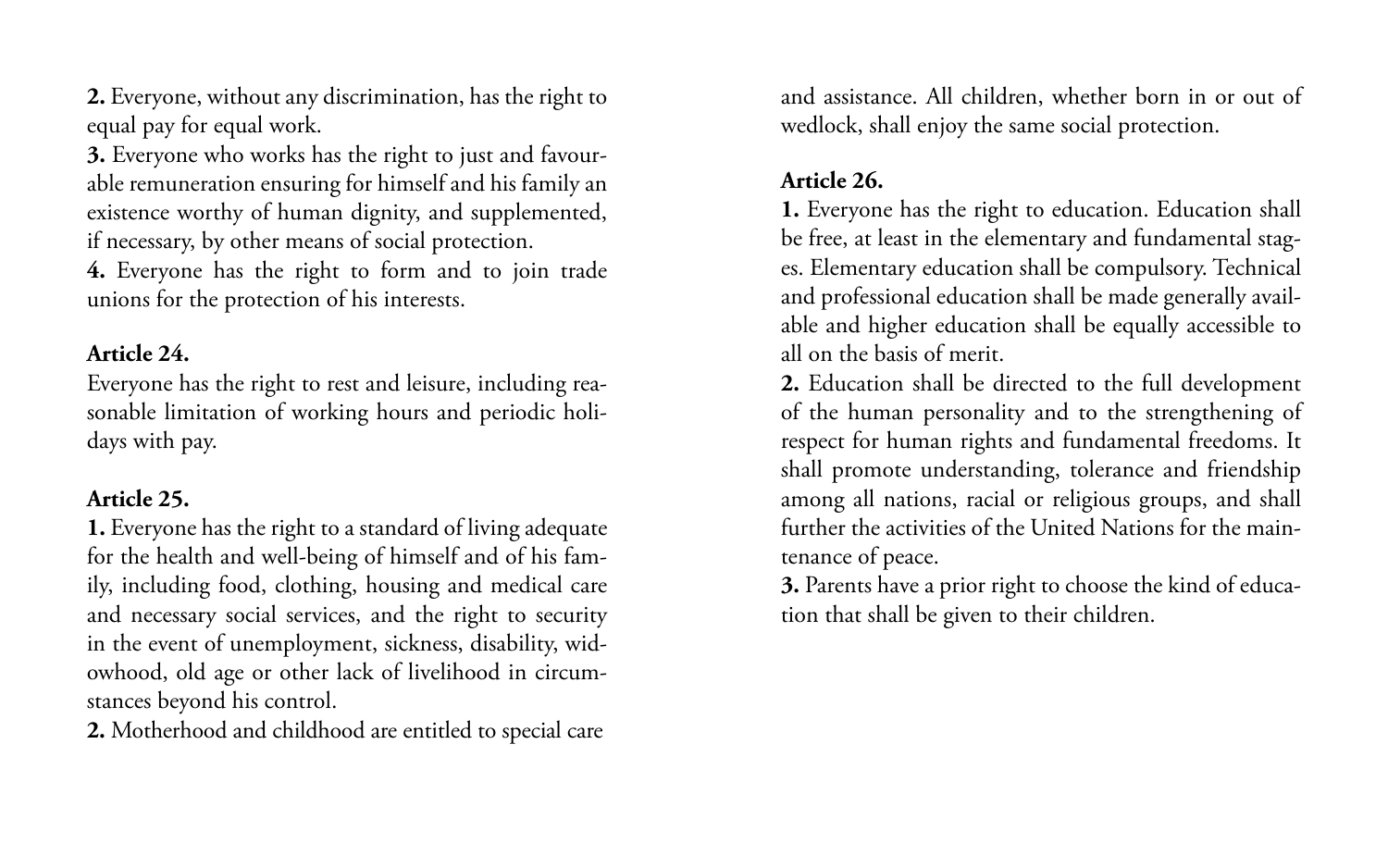**2.** Everyone, without any discrimination, has the right to equal pay for equal work.

**3.** Everyone who works has the right to just and favourable remuneration ensuring for himself and his family an existence worthy of human dignity, and supplemented, if necessary, by other means of social protection.

**4.** Everyone has the right to form and to join trade unions for the protection of his interests.

**Article 24.**

Everyone has the right to rest and leisure, including reasonable limitation of working hours and periodic holidays with pay.

**Article 25.**

**1.** Everyone has the right to a standard of living adequate for the health and well-being of himself and of his family, including food, clothing, housing and medical care and necessary social services, and the right to security in the event of unemployment, sickness, disability, widowhood, old age or other lack of livelihood in circumstances beyond his control.

**2.** Motherhood and childhood are entitled to special care and assistance. All children, whether born in or out of wedlock, shall enjoy the same social protection.

**Article 26.**

**1.** Everyone has the right to education. Education shall be free, at least in the elementary and fundamental stages. Elementary education shall be compulsory. Technical and professional education shall be made generally available and higher education shall be equally accessible to all on the basis of merit.

**2.** Education shall be directed to the full development of the human personality and to the strengthening of respect for human rights and fundamental freedoms. It shall promote understanding, tolerance and friendship among all nations, racial or religious groups, and shall further the activities of the United Nations for the maintenance of peace.

**3.** Parents have a prior right to choose the kind of education that shall be given to their children.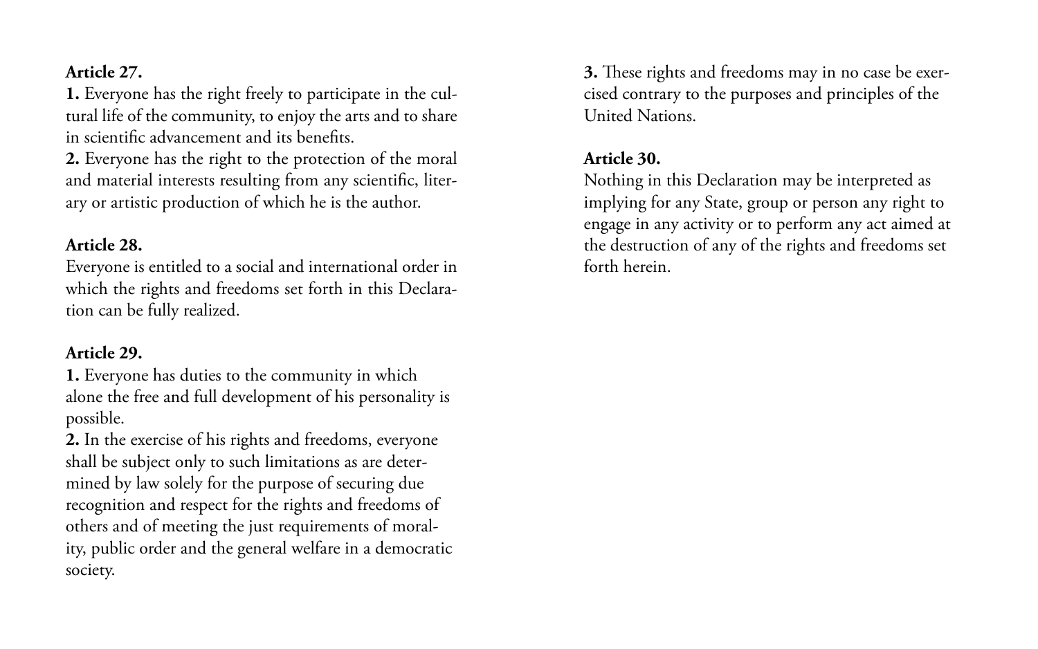**Article 27.**

**1.** Everyone has the right freely to participate in the cultural life of the community, to enjoy the arts and to share in scientific advancement and its benefits.

**2.** Everyone has the right to the protection of the moral and material interests resulting from any scientific, literary or artistic production of which he is the author.

**Article 28.**

Everyone is entitled to a social and international order in which the rights and freedoms set forth in this Declaration can be fully realized.

**Article 29.**

**1.** Everyone has duties to the community in which alone the free and full development of his personality is possible.

**2.** In the exercise of his rights and freedoms, everyone shall be subject only to such limitations as are determined by law solely for the purpose of securing due recognition and respect for the rights and freedoms of others and of meeting the just requirements of morality, public order and the general welfare in a democratic society.

**3.** These rights and freedoms may in no case be exercised contrary to the purposes and principles of the United Nations.

**Article 30.**

Nothing in this Declaration may be interpreted as implying for any State, group or person any right to engage in any activity or to perform any act aimed at the destruction of any of the rights and freedoms set forth herein.